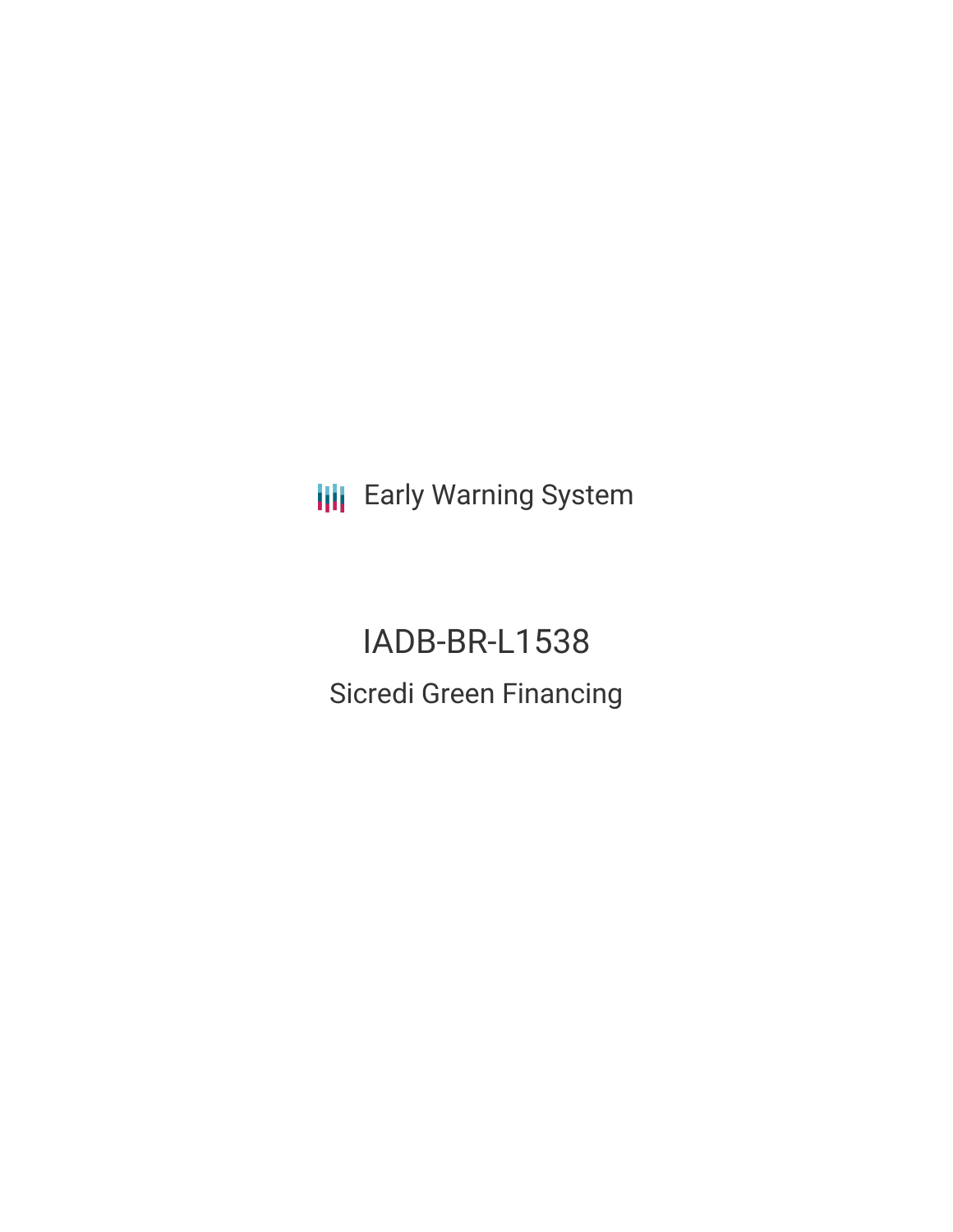Early Warning System

# IADB-BR-L1538

## Sicredi Green Financing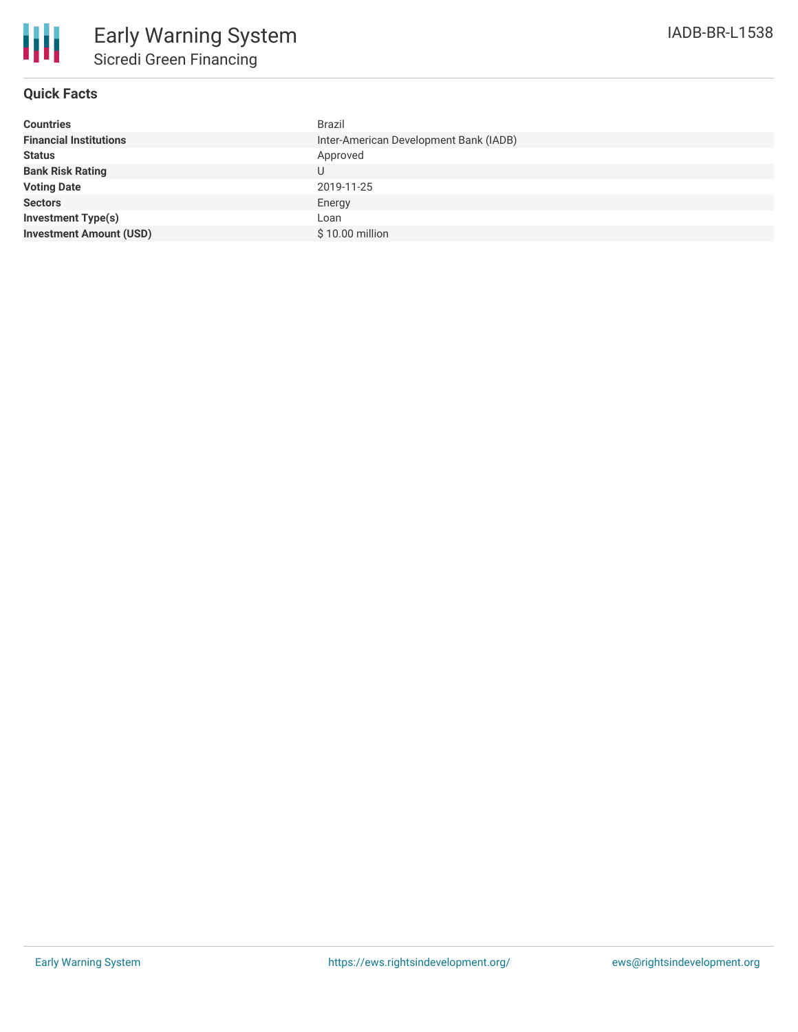# Early Warning System

## Sicredi Green Financing

IADB-BR-L1538

### Quick Facts

| | |
|---|---|
| **Countries** | Brazil |
| **Financial Institutions** | Inter-American Development Bank (IADB) |
| **Status** | Approved |
| **Bank Risk Rating** | U |
| **Voting Date** | 2019-11-25 |
| **Sectors** | Energy |
| **Investment Type(s)** | Loan |
| **Investment Amount (USD)** | $ 10.00 million |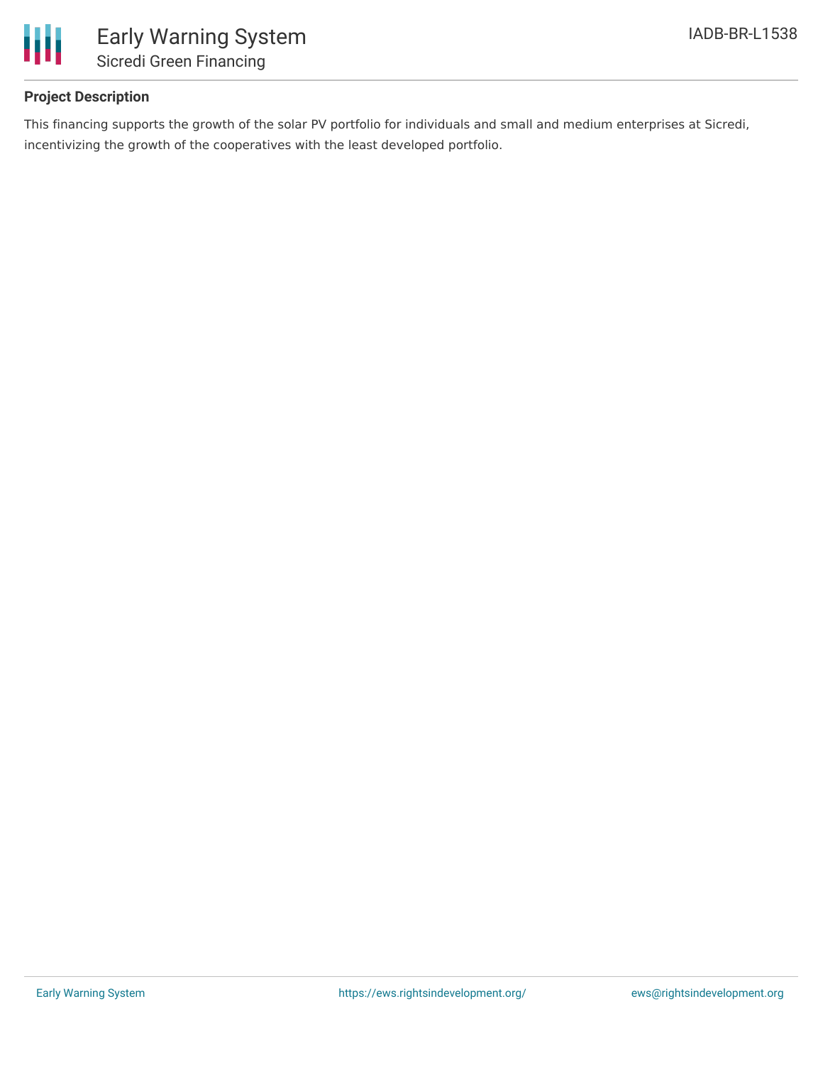## Project Description

This financing supports the growth of the solar PV portfolio for individuals and small and medium enterprises at Sicredi, incentivizing the growth of the cooperatives with the least developed portfolio.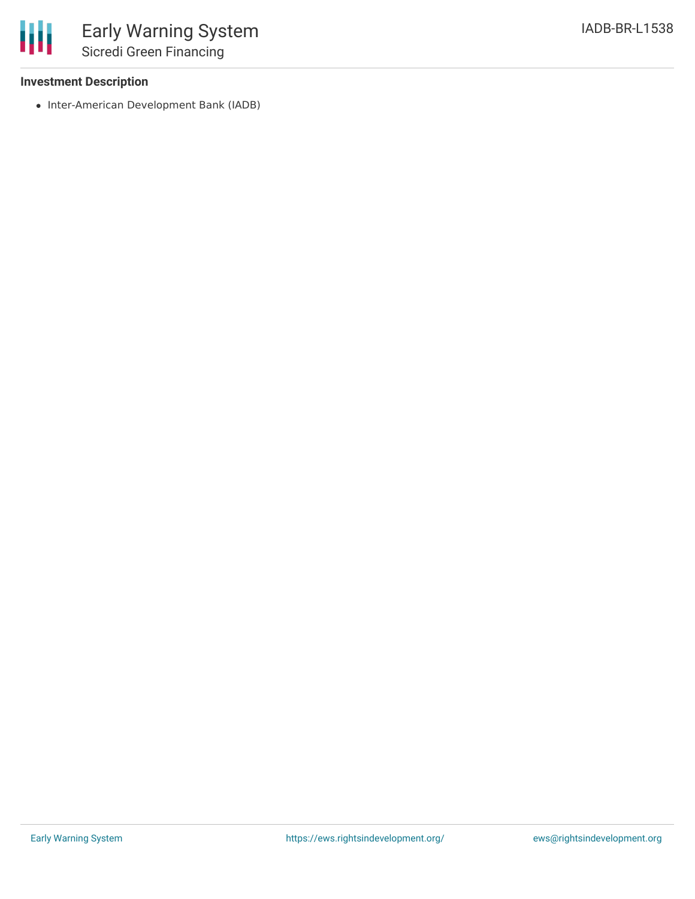### Investment Description

- Inter-American Development Bank (IADB)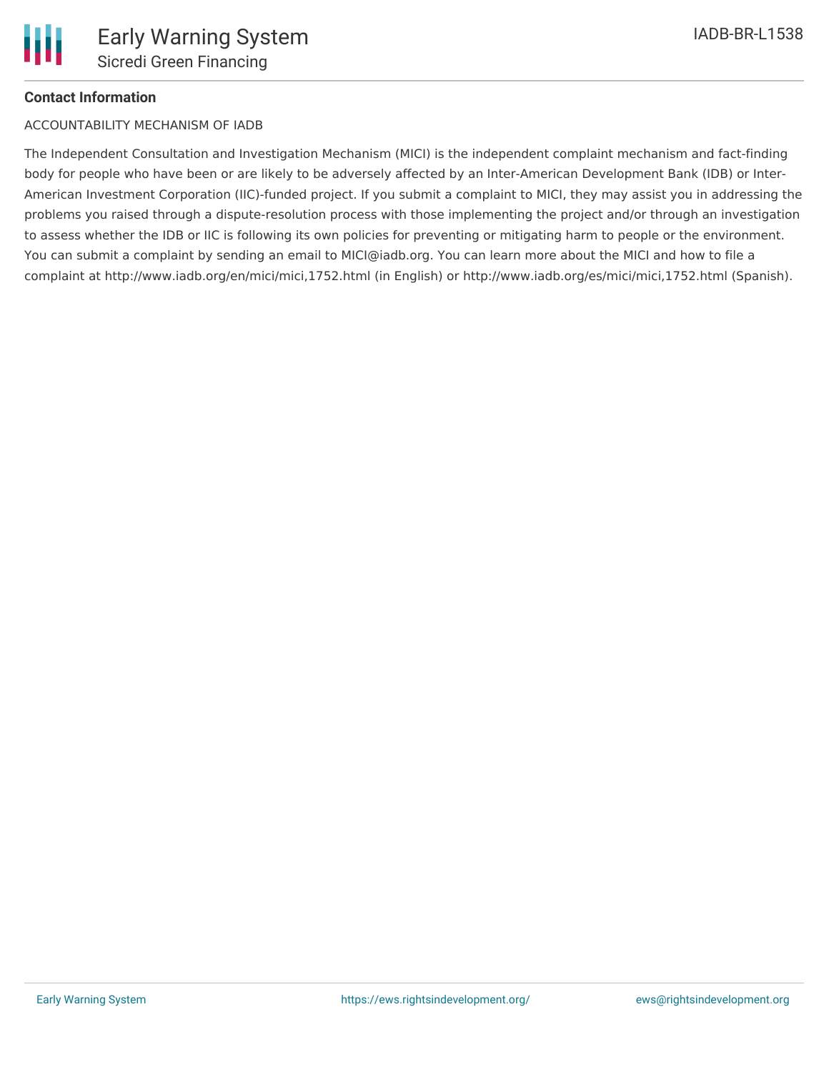**Contact Information**

ACCOUNTABILITY MECHANISM OF IADB

The Independent Consultation and Investigation Mechanism (MICI) is the independent complaint mechanism and fact-finding body for people who have been or are likely to be adversely affected by an Inter-American Development Bank (IDB) or Inter-American Investment Corporation (IIC)-funded project. If you submit a complaint to MICI, they may assist you in addressing the problems you raised through a dispute-resolution process with those implementing the project and/or through an investigation to assess whether the IDB or IIC is following its own policies for preventing or mitigating harm to people or the environment. You can submit a complaint by sending an email to MICI@iadb.org. You can learn more about the MICI and how to file a complaint at http://www.iadb.org/en/mici/mici,1752.html (in English) or http://www.iadb.org/es/mici/mici,1752.html (Spanish).